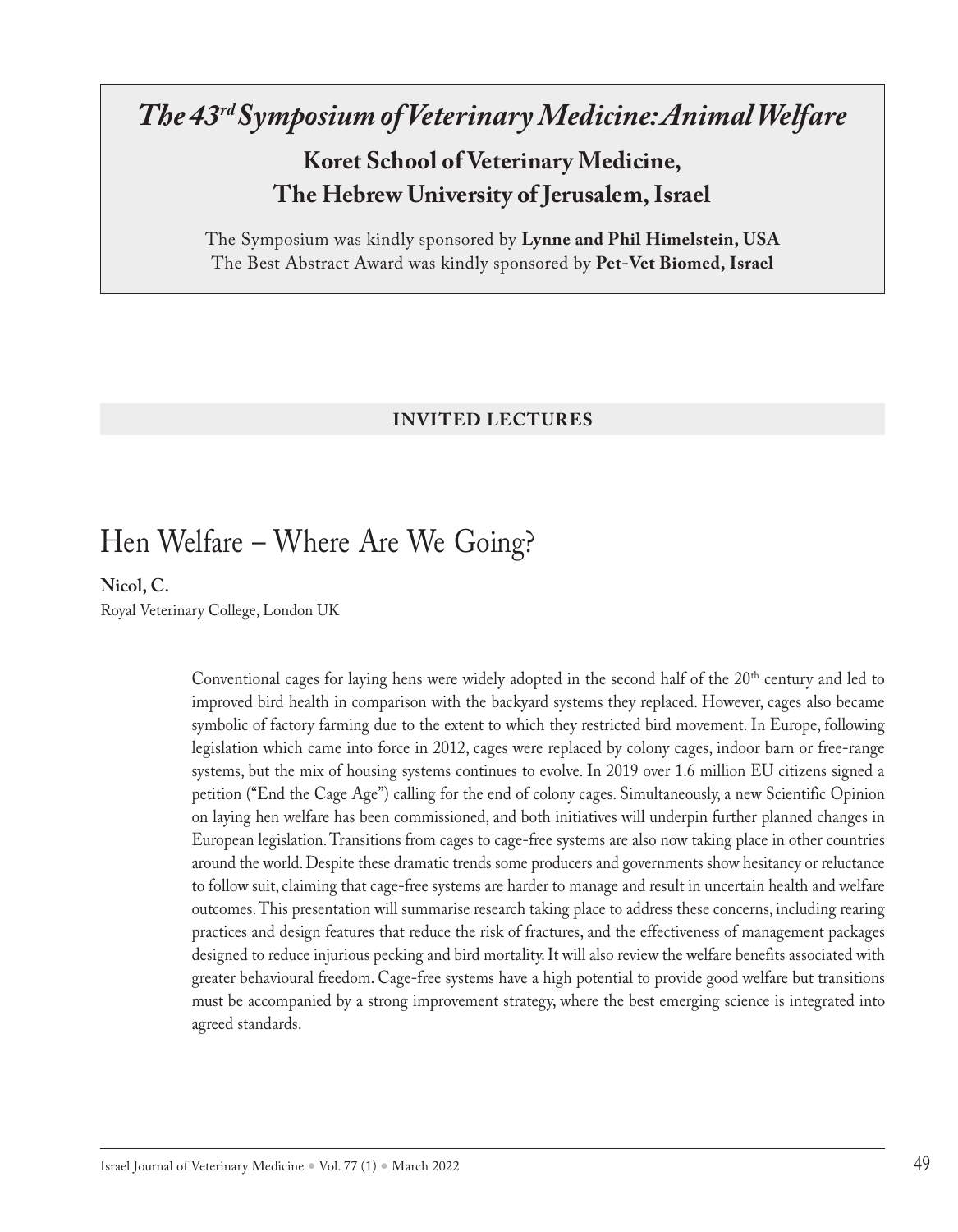# *The 43rd Symposium of Veterinary Medicine: Animal Welfare*

## Koret School of Veterinary Medicine, The Hebrew University of Jerusalem, Israel

The Symposium was kindly sponsored by **Lynne and Phil Himelstein, USA**
The Best Abstract Award was kindly sponsored by **Pet-Vet Biomed, Israel**

## INVITED LECTURES

# Hen Welfare – Where Are We Going?

**Nicol, C.**
Royal Veterinary College, London UK

Conventional cages for laying hens were widely adopted in the second half of the 20th century and led to improved bird health in comparison with the backyard systems they replaced. However, cages also became symbolic of factory farming due to the extent to which they restricted bird movement. In Europe, following legislation which came into force in 2012, cages were replaced by colony cages, indoor barn or free-range systems, but the mix of housing systems continues to evolve. In 2019 over 1.6 million EU citizens signed a petition ("End the Cage Age") calling for the end of colony cages. Simultaneously, a new Scientific Opinion on laying hen welfare has been commissioned, and both initiatives will underpin further planned changes in European legislation. Transitions from cages to cage-free systems are also now taking place in other countries around the world. Despite these dramatic trends some producers and governments show hesitancy or reluctance to follow suit, claiming that cage-free systems are harder to manage and result in uncertain health and welfare outcomes. This presentation will summarise research taking place to address these concerns, including rearing practices and design features that reduce the risk of fractures, and the effectiveness of management packages designed to reduce injurious pecking and bird mortality. It will also review the welfare benefits associated with greater behavioural freedom. Cage-free systems have a high potential to provide good welfare but transitions must be accompanied by a strong improvement strategy, where the best emerging science is integrated into agreed standards.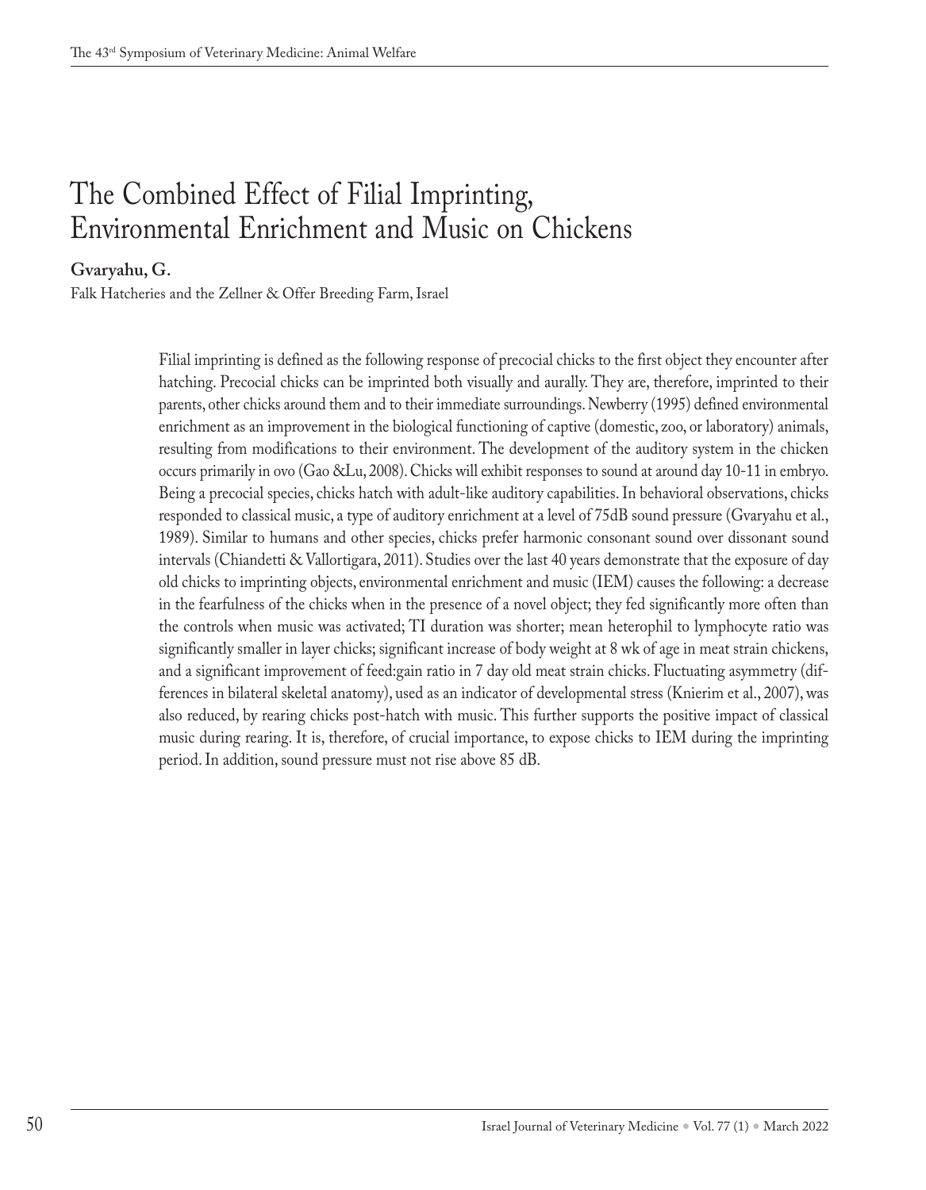# The Combined Effect of Filial Imprinting, Environmental Enrichment and Music on Chickens

**Gvaryahu, G.**

Falk Hatcheries and the Zellner & Offer Breeding Farm, Israel

Filial imprinting is defined as the following response of precocial chicks to the first object they encounter after hatching. Precocial chicks can be imprinted both visually and aurally. They are, therefore, imprinted to their parents, other chicks around them and to their immediate surroundings. Newberry (1995) defined environmental enrichment as an improvement in the biological functioning of captive (domestic, zoo, or laboratory) animals, resulting from modifications to their environment. The development of the auditory system in the chicken occurs primarily in ovo (Gao &Lu, 2008). Chicks will exhibit responses to sound at around day 10-11 in embryo. Being a precocial species, chicks hatch with adult-like auditory capabilities. In behavioral observations, chicks responded to classical music, a type of auditory enrichment at a level of 75dB sound pressure (Gvaryahu et al., 1989). Similar to humans and other species, chicks prefer harmonic consonant sound over dissonant sound intervals (Chiandetti & Vallortigara, 2011). Studies over the last 40 years demonstrate that the exposure of day old chicks to imprinting objects, environmental enrichment and music (IEM) causes the following: a decrease in the fearfulness of the chicks when in the presence of a novel object; they fed significantly more often than the controls when music was activated; TI duration was shorter; mean heterophil to lymphocyte ratio was significantly smaller in layer chicks; significant increase of body weight at 8 wk of age in meat strain chickens, and a significant improvement of feed:gain ratio in 7 day old meat strain chicks. Fluctuating asymmetry (differences in bilateral skeletal anatomy), used as an indicator of developmental stress (Knierim et al., 2007), was also reduced, by rearing chicks post-hatch with music. This further supports the positive impact of classical music during rearing. It is, therefore, of crucial importance, to expose chicks to IEM during the imprinting period. In addition, sound pressure must not rise above 85 dB.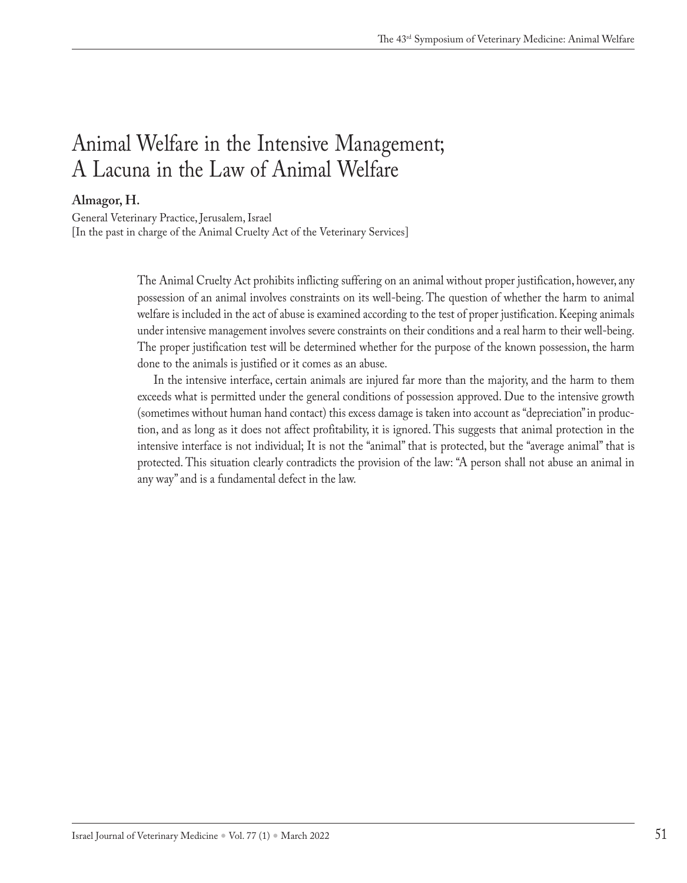# Animal Welfare in the Intensive Management; A Lacuna in the Law of Animal Welfare

**Almagor, H.**

General Veterinary Practice, Jerusalem, Israel
[In the past in charge of the Animal Cruelty Act of the Veterinary Services]

The Animal Cruelty Act prohibits inflicting suffering on an animal without proper justification, however, any possession of an animal involves constraints on its well-being. The question of whether the harm to animal welfare is included in the act of abuse is examined according to the test of proper justification. Keeping animals under intensive management involves severe constraints on their conditions and a real harm to their well-being. The proper justification test will be determined whether for the purpose of the known possession, the harm done to the animals is justified or it comes as an abuse.

In the intensive interface, certain animals are injured far more than the majority, and the harm to them exceeds what is permitted under the general conditions of possession approved. Due to the intensive growth (sometimes without human hand contact) this excess damage is taken into account as "depreciation" in production, and as long as it does not affect profitability, it is ignored. This suggests that animal protection in the intensive interface is not individual; It is not the "animal" that is protected, but the "average animal" that is protected. This situation clearly contradicts the provision of the law: "A person shall not abuse an animal in any way" and is a fundamental defect in the law.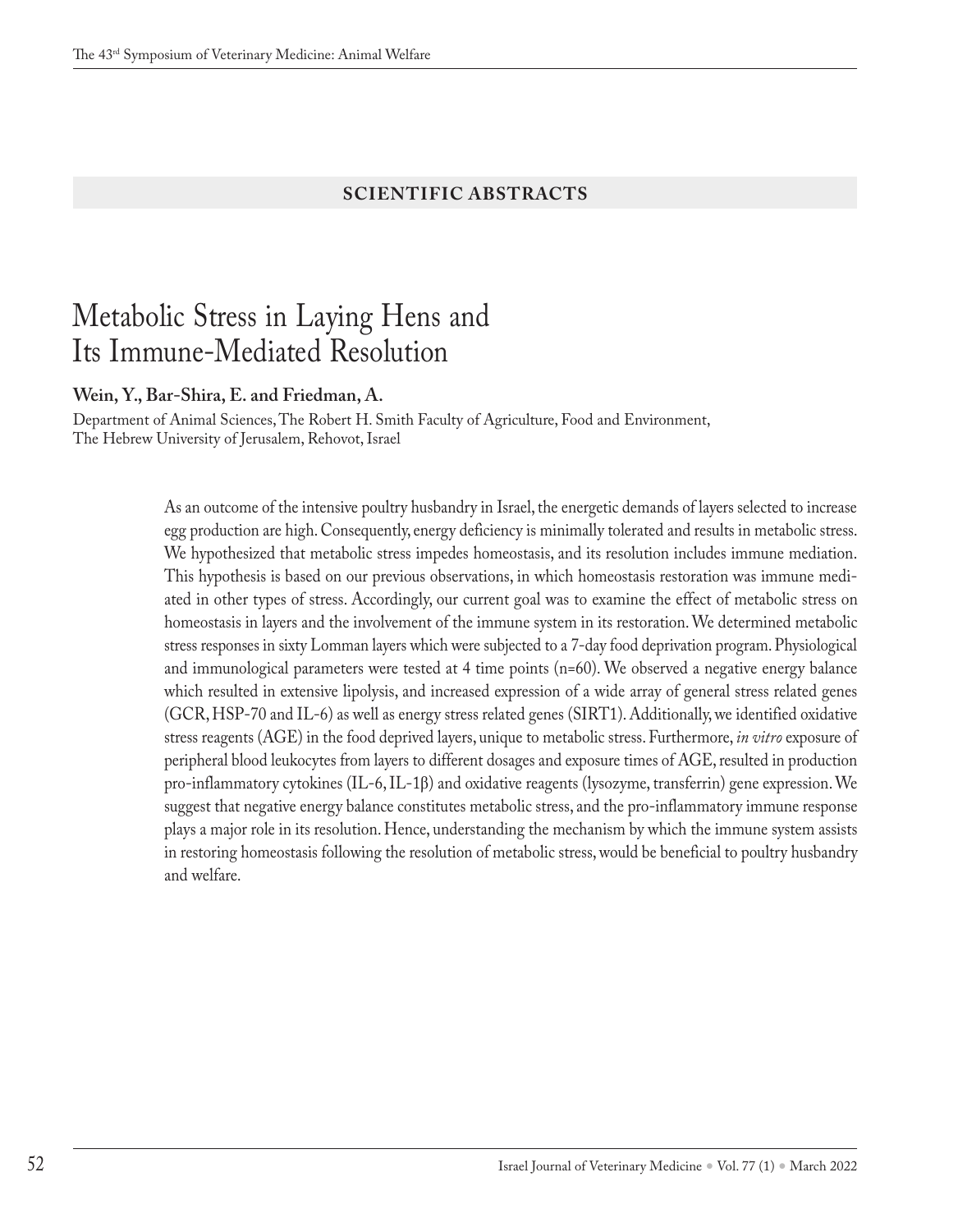## SCIENTIFIC ABSTRACTS

# Metabolic Stress in Laying Hens and Its Immune-Mediated Resolution

**Wein, Y., Bar-Shira, E. and Friedman, A.**

Department of Animal Sciences, The Robert H. Smith Faculty of Agriculture, Food and Environment, The Hebrew University of Jerusalem, Rehovot, Israel

As an outcome of the intensive poultry husbandry in Israel, the energetic demands of layers selected to increase egg production are high. Consequently, energy deficiency is minimally tolerated and results in metabolic stress. We hypothesized that metabolic stress impedes homeostasis, and its resolution includes immune mediation. This hypothesis is based on our previous observations, in which homeostasis restoration was immune mediated in other types of stress. Accordingly, our current goal was to examine the effect of metabolic stress on homeostasis in layers and the involvement of the immune system in its restoration. We determined metabolic stress responses in sixty Lomman layers which were subjected to a 7-day food deprivation program. Physiological and immunological parameters were tested at 4 time points (n=60). We observed a negative energy balance which resulted in extensive lipolysis, and increased expression of a wide array of general stress related genes (GCR, HSP-70 and IL-6) as well as energy stress related genes (SIRT1). Additionally, we identified oxidative stress reagents (AGE) in the food deprived layers, unique to metabolic stress. Furthermore, *in vitro* exposure of peripheral blood leukocytes from layers to different dosages and exposure times of AGE, resulted in production pro-inflammatory cytokines (IL-6, IL-1β) and oxidative reagents (lysozyme, transferrin) gene expression. We suggest that negative energy balance constitutes metabolic stress, and the pro-inflammatory immune response plays a major role in its resolution. Hence, understanding the mechanism by which the immune system assists in restoring homeostasis following the resolution of metabolic stress, would be beneficial to poultry husbandry and welfare.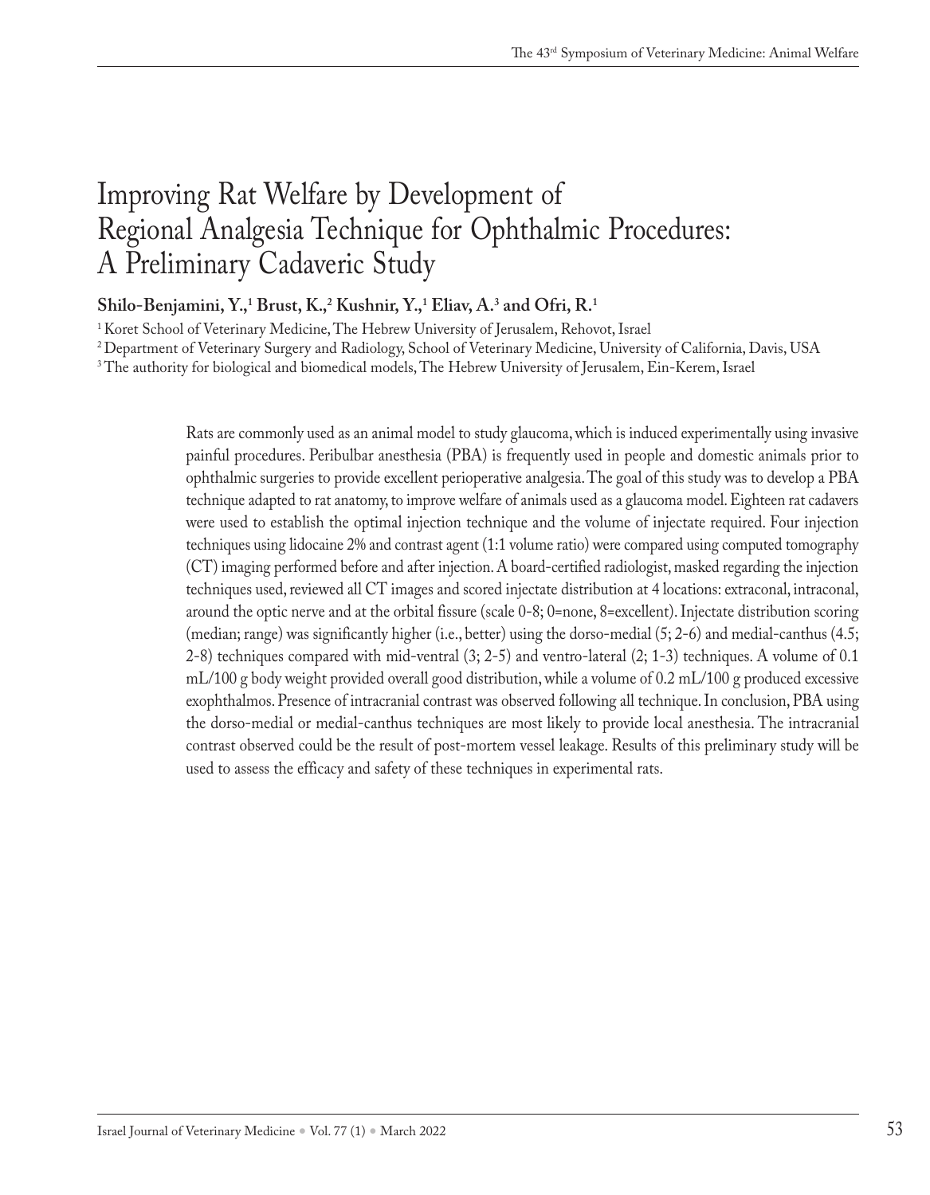# Improving Rat Welfare by Development of Regional Analgesia Technique for Ophthalmic Procedures: A Preliminary Cadaveric Study

**Shilo-Benjamini, Y.,[1] Brust, K.,[2] Kushnir, Y.,[1] Eliav, A.[3] and Ofri, R.[1]**

[1] Koret School of Veterinary Medicine, The Hebrew University of Jerusalem, Rehovot, Israel

[2] Department of Veterinary Surgery and Radiology, School of Veterinary Medicine, University of California, Davis, USA

[3] The authority for biological and biomedical models, The Hebrew University of Jerusalem, Ein-Kerem, Israel

Rats are commonly used as an animal model to study glaucoma, which is induced experimentally using invasive painful procedures. Peribulbar anesthesia (PBA) is frequently used in people and domestic animals prior to ophthalmic surgeries to provide excellent perioperative analgesia. The goal of this study was to develop a PBA technique adapted to rat anatomy, to improve welfare of animals used as a glaucoma model. Eighteen rat cadavers were used to establish the optimal injection technique and the volume of injectate required. Four injection techniques using lidocaine 2% and contrast agent (1:1 volume ratio) were compared using computed tomography (CT) imaging performed before and after injection. A board-certified radiologist, masked regarding the injection techniques used, reviewed all CT images and scored injectate distribution at 4 locations: extraconal, intraconal, around the optic nerve and at the orbital fissure (scale 0-8; 0=none, 8=excellent). Injectate distribution scoring (median; range) was significantly higher (i.e., better) using the dorso-medial (5; 2-6) and medial-canthus (4.5; 2-8) techniques compared with mid-ventral (3; 2-5) and ventro-lateral (2; 1-3) techniques. A volume of 0.1 mL/100 g body weight provided overall good distribution, while a volume of 0.2 mL/100 g produced excessive exophthalmos. Presence of intracranial contrast was observed following all technique. In conclusion, PBA using the dorso-medial or medial-canthus techniques are most likely to provide local anesthesia. The intracranial contrast observed could be the result of post-mortem vessel leakage. Results of this preliminary study will be used to assess the efficacy and safety of these techniques in experimental rats.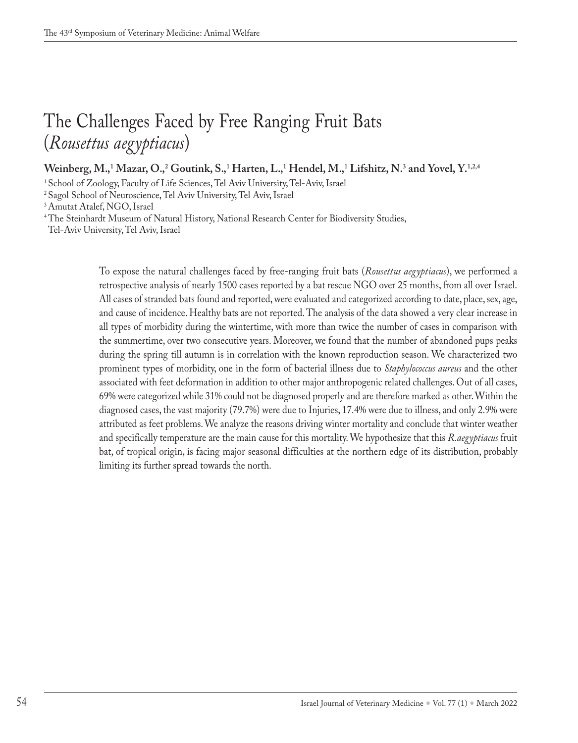# The Challenges Faced by Free Ranging Fruit Bats (*Rousettus aegyptiacus*)

**Weinberg, M.,[1] Mazar, O.,[2] Goutink, S.,[1] Harten, L.,[1] Hendel, M.,[1] Lifshitz, N.[3] and Yovel, Y.[1,2,4]**

[1] School of Zoology, Faculty of Life Sciences, Tel Aviv University, Tel-Aviv, Israel

[2] Sagol School of Neuroscience, Tel Aviv University, Tel Aviv, Israel

[3] Amutat Atalef, NGO, Israel

[4] The Steinhardt Museum of Natural History, National Research Center for Biodiversity Studies, Tel-Aviv University, Tel Aviv, Israel

To expose the natural challenges faced by free-ranging fruit bats (*Rousettus aegyptiacus*), we performed a retrospective analysis of nearly 1500 cases reported by a bat rescue NGO over 25 months, from all over Israel. All cases of stranded bats found and reported, were evaluated and categorized according to date, place, sex, age, and cause of incidence. Healthy bats are not reported. The analysis of the data showed a very clear increase in all types of morbidity during the wintertime, with more than twice the number of cases in comparison with the summertime, over two consecutive years. Moreover, we found that the number of abandoned pups peaks during the spring till autumn is in correlation with the known reproduction season. We characterized two prominent types of morbidity, one in the form of bacterial illness due to *Staphylococcus aureus* and the other associated with feet deformation in addition to other major anthropogenic related challenges. Out of all cases, 69% were categorized while 31% could not be diagnosed properly and are therefore marked as other. Within the diagnosed cases, the vast majority (79.7%) were due to Injuries, 17.4% were due to illness, and only 2.9% were attributed as feet problems. We analyze the reasons driving winter mortality and conclude that winter weather and specifically temperature are the main cause for this mortality. We hypothesize that this *R.aegyptiacus* fruit bat, of tropical origin, is facing major seasonal difficulties at the northern edge of its distribution, probably limiting its further spread towards the north.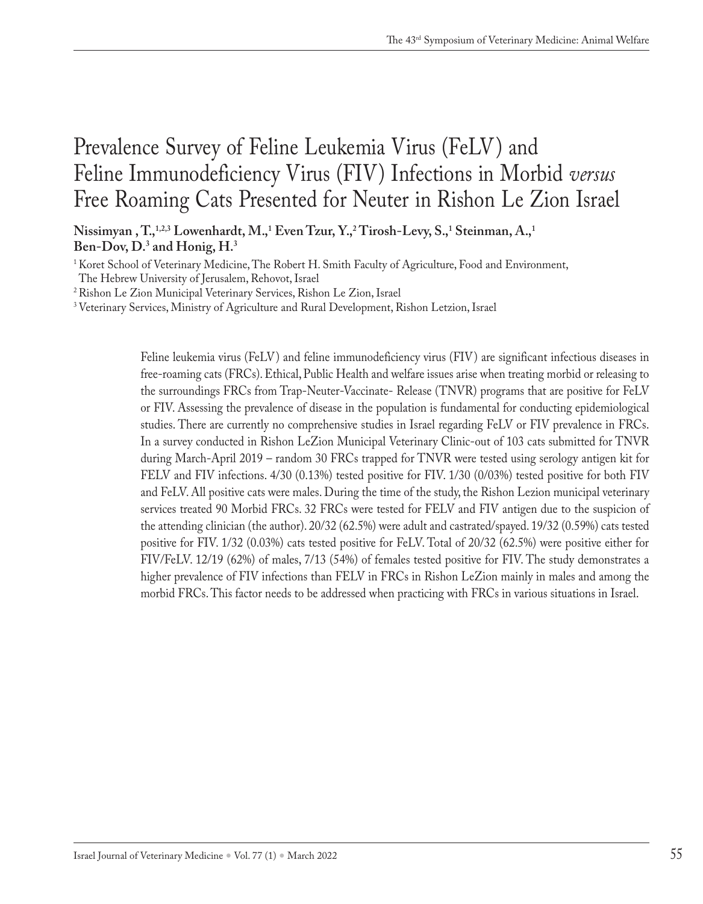# Prevalence Survey of Feline Leukemia Virus (FeLV) and Feline Immunodeficiency Virus (FIV) Infections in Morbid *versus* Free Roaming Cats Presented for Neuter in Rishon Le Zion Israel

**Nissimyan , T.,[1,2,3] Lowenhardt, M.,[1] Even Tzur, Y.,[2] Tirosh-Levy, S.,[1] Steinman, A.,[1] Ben-Dov, D.[3] and Honig, H.[3]**

[1] Koret School of Veterinary Medicine, The Robert H. Smith Faculty of Agriculture, Food and Environment, The Hebrew University of Jerusalem, Rehovot, Israel

[2] Rishon Le Zion Municipal Veterinary Services, Rishon Le Zion, Israel

[3] Veterinary Services, Ministry of Agriculture and Rural Development, Rishon Letzion, Israel

Feline leukemia virus (FeLV) and feline immunodeficiency virus (FIV) are significant infectious diseases in free-roaming cats (FRCs). Ethical, Public Health and welfare issues arise when treating morbid or releasing to the surroundings FRCs from Trap-Neuter-Vaccinate- Release (TNVR) programs that are positive for FeLV or FIV. Assessing the prevalence of disease in the population is fundamental for conducting epidemiological studies. There are currently no comprehensive studies in Israel regarding FeLV or FIV prevalence in FRCs. In a survey conducted in Rishon LeZion Municipal Veterinary Clinic-out of 103 cats submitted for TNVR during March-April 2019 – random 30 FRCs trapped for TNVR were tested using serology antigen kit for FELV and FIV infections. 4/30 (0.13%) tested positive for FIV. 1/30 (0/03%) tested positive for both FIV and FeLV. All positive cats were males. During the time of the study, the Rishon Lezion municipal veterinary services treated 90 Morbid FRCs. 32 FRCs were tested for FELV and FIV antigen due to the suspicion of the attending clinician (the author). 20/32 (62.5%) were adult and castrated/spayed. 19/32 (0.59%) cats tested positive for FIV. 1/32 (0.03%) cats tested positive for FeLV. Total of 20/32 (62.5%) were positive either for FIV/FeLV. 12/19 (62%) of males, 7/13 (54%) of females tested positive for FIV. The study demonstrates a higher prevalence of FIV infections than FELV in FRCs in Rishon LeZion mainly in males and among the morbid FRCs. This factor needs to be addressed when practicing with FRCs in various situations in Israel.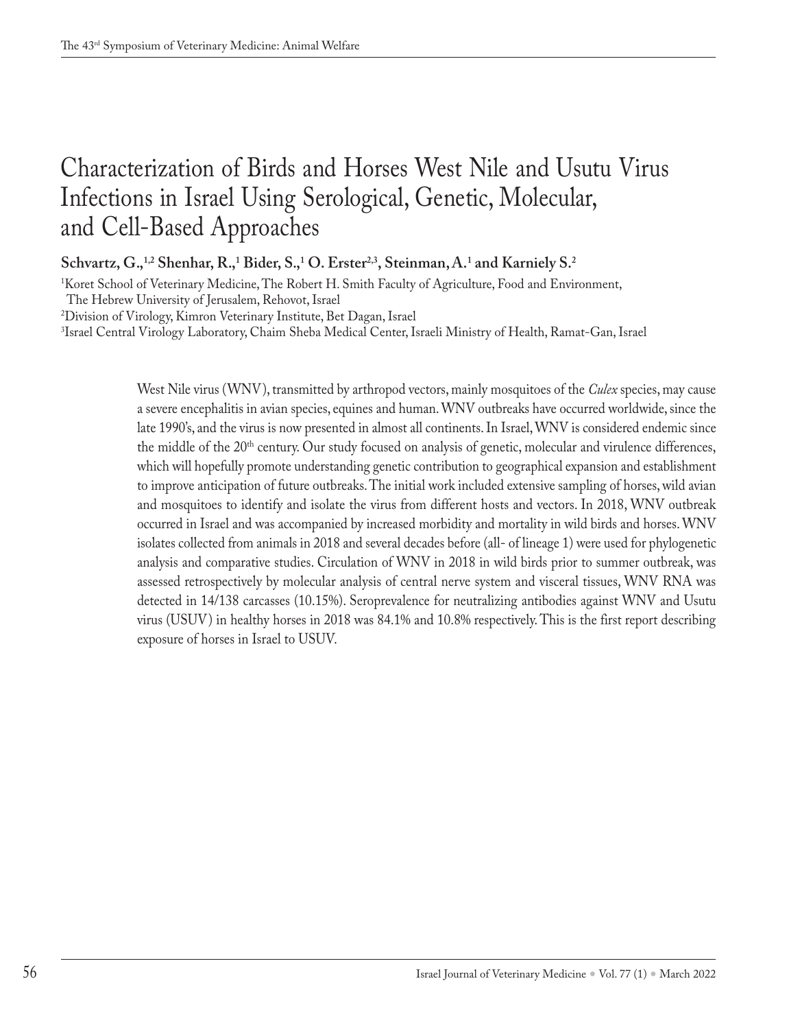# Characterization of Birds and Horses West Nile and Usutu Virus Infections in Israel Using Serological, Genetic, Molecular, and Cell-Based Approaches

**Schvartz, G.,[1,2] Shenhar, R.,[1] Bider, S.,[1] O. Erster[2,3], Steinman, A.[1] and Karniely S.[2]**

[1]Koret School of Veterinary Medicine, The Robert H. Smith Faculty of Agriculture, Food and Environment, The Hebrew University of Jerusalem, Rehovot, Israel

[2]Division of Virology, Kimron Veterinary Institute, Bet Dagan, Israel

[3]Israel Central Virology Laboratory, Chaim Sheba Medical Center, Israeli Ministry of Health, Ramat-Gan, Israel

West Nile virus (WNV), transmitted by arthropod vectors, mainly mosquitoes of the *Culex* species, may cause a severe encephalitis in avian species, equines and human. WNV outbreaks have occurred worldwide, since the late 1990's, and the virus is now presented in almost all continents. In Israel, WNV is considered endemic since the middle of the 20th century. Our study focused on analysis of genetic, molecular and virulence differences, which will hopefully promote understanding genetic contribution to geographical expansion and establishment to improve anticipation of future outbreaks. The initial work included extensive sampling of horses, wild avian and mosquitoes to identify and isolate the virus from different hosts and vectors. In 2018, WNV outbreak occurred in Israel and was accompanied by increased morbidity and mortality in wild birds and horses. WNV isolates collected from animals in 2018 and several decades before (all- of lineage 1) were used for phylogenetic analysis and comparative studies. Circulation of WNV in 2018 in wild birds prior to summer outbreak, was assessed retrospectively by molecular analysis of central nerve system and visceral tissues, WNV RNA was detected in 14/138 carcasses (10.15%). Seroprevalence for neutralizing antibodies against WNV and Usutu virus (USUV) in healthy horses in 2018 was 84.1% and 10.8% respectively. This is the first report describing exposure of horses in Israel to USUV.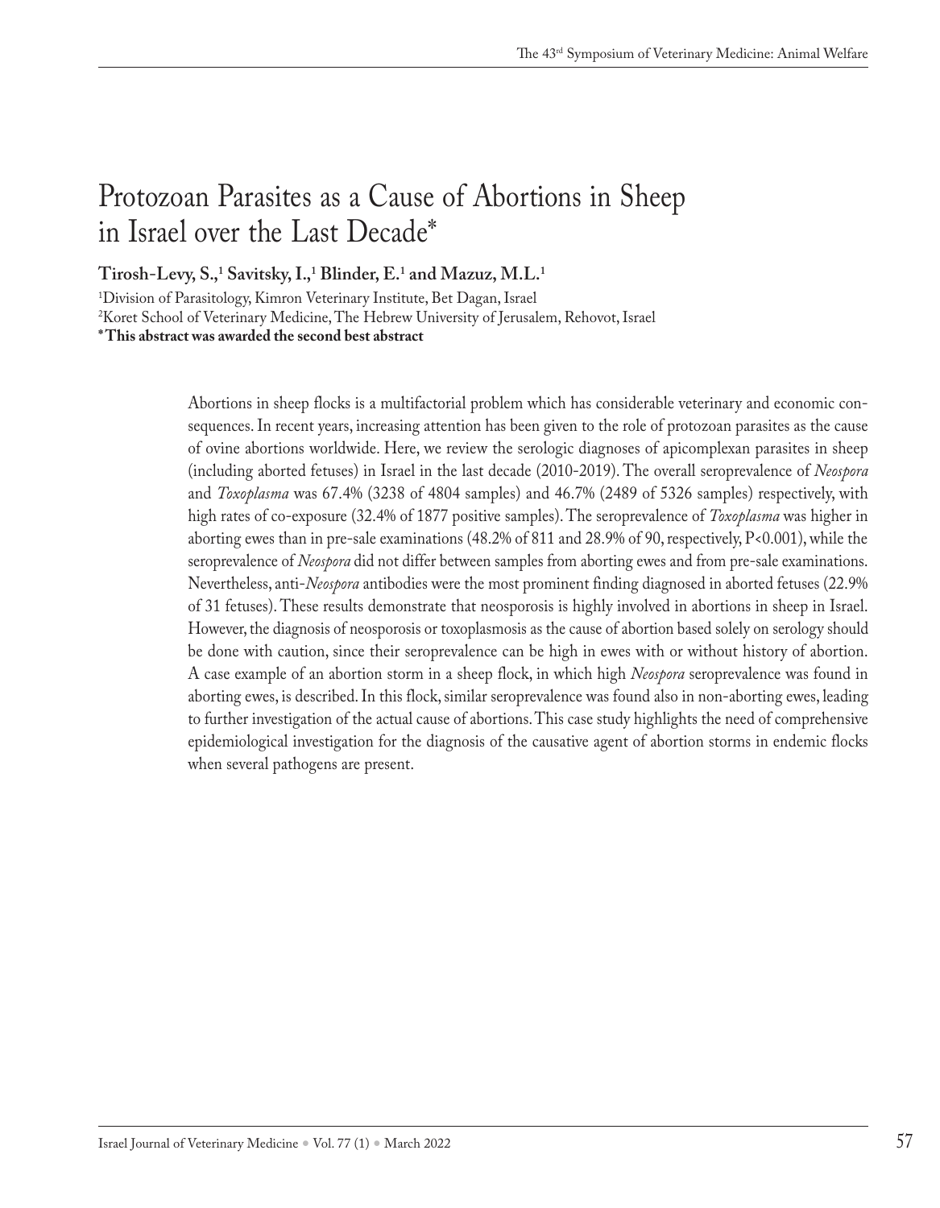# Protozoan Parasites as a Cause of Abortions in Sheep in Israel over the Last Decade*

**Tirosh-Levy, S.,[1] Savitsky, I.,[1] Blinder, E.[1] and Mazuz, M.L.[1]**

[1]Division of Parasitology, Kimron Veterinary Institute, Bet Dagan, Israel
[2]Koret School of Veterinary Medicine, The Hebrew University of Jerusalem, Rehovot, Israel
**\* This abstract was awarded the second best abstract**

Abortions in sheep flocks is a multifactorial problem which has considerable veterinary and economic consequences. In recent years, increasing attention has been given to the role of protozoan parasites as the cause of ovine abortions worldwide. Here, we review the serologic diagnoses of apicomplexan parasites in sheep (including aborted fetuses) in Israel in the last decade (2010-2019). The overall seroprevalence of *Neospora* and *Toxoplasma* was 67.4% (3238 of 4804 samples) and 46.7% (2489 of 5326 samples) respectively, with high rates of co-exposure (32.4% of 1877 positive samples). The seroprevalence of *Toxoplasma* was higher in aborting ewes than in pre-sale examinations (48.2% of 811 and 28.9% of 90, respectively, $P<0.001$), while the seroprevalence of *Neospora* did not differ between samples from aborting ewes and from pre-sale examinations. Nevertheless, anti-*Neospora* antibodies were the most prominent finding diagnosed in aborted fetuses (22.9% of 31 fetuses). These results demonstrate that neosporosis is highly involved in abortions in sheep in Israel. However, the diagnosis of neosporosis or toxoplasmosis as the cause of abortion based solely on serology should be done with caution, since their seroprevalence can be high in ewes with or without history of abortion. A case example of an abortion storm in a sheep flock, in which high *Neospora* seroprevalence was found in aborting ewes, is described. In this flock, similar seroprevalence was found also in non-aborting ewes, leading to further investigation of the actual cause of abortions. This case study highlights the need of comprehensive epidemiological investigation for the diagnosis of the causative agent of abortion storms in endemic flocks when several pathogens are present.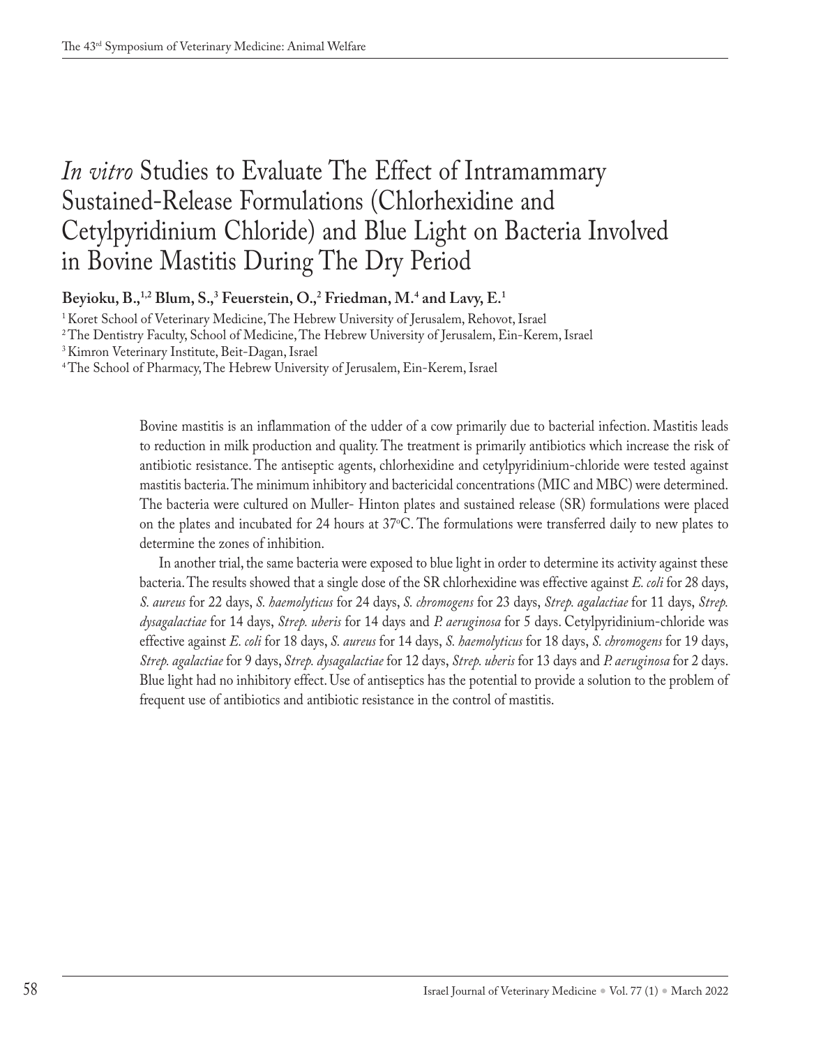# *In vitro* Studies to Evaluate The Effect of Intramammary Sustained-Release Formulations (Chlorhexidine and Cetylpyridinium Chloride) and Blue Light on Bacteria Involved in Bovine Mastitis During The Dry Period

**Beyioku, B.,[1,2] Blum, S.,[3] Feuerstein, O.,[2] Friedman, M.[4] and Lavy, E.[1]**

[1] Koret School of Veterinary Medicine, The Hebrew University of Jerusalem, Rehovot, Israel

[2] The Dentistry Faculty, School of Medicine, The Hebrew University of Jerusalem, Ein-Kerem, Israel

[3] Kimron Veterinary Institute, Beit-Dagan, Israel

[4] The School of Pharmacy, The Hebrew University of Jerusalem, Ein-Kerem, Israel

Bovine mastitis is an inflammation of the udder of a cow primarily due to bacterial infection. Mastitis leads to reduction in milk production and quality. The treatment is primarily antibiotics which increase the risk of antibiotic resistance. The antiseptic agents, chlorhexidine and cetylpyridinium-chloride were tested against mastitis bacteria. The minimum inhibitory and bactericidal concentrations (MIC and MBC) were determined. The bacteria were cultured on Muller- Hinton plates and sustained release (SR) formulations were placed on the plates and incubated for 24 hours at 37°C. The formulations were transferred daily to new plates to determine the zones of inhibition.

In another trial, the same bacteria were exposed to blue light in order to determine its activity against these bacteria. The results showed that a single dose of the SR chlorhexidine was effective against *E. coli* for 28 days, *S. aureus* for 22 days, *S. haemolyticus* for 24 days, *S. chromogens* for 23 days, *Strep. agalactiae* for 11 days, *Strep. dysagalactiae* for 14 days, *Strep. uberis* for 14 days and *P. aeruginosa* for 5 days. Cetylpyridinium-chloride was effective against *E. coli* for 18 days, *S. aureus* for 14 days, *S. haemolyticus* for 18 days, *S. chromogens* for 19 days, *Strep. agalactiae* for 9 days, *Strep. dysagalactiae* for 12 days, *Strep. uberis* for 13 days and *P. aeruginosa* for 2 days. Blue light had no inhibitory effect. Use of antiseptics has the potential to provide a solution to the problem of frequent use of antibiotics and antibiotic resistance in the control of mastitis.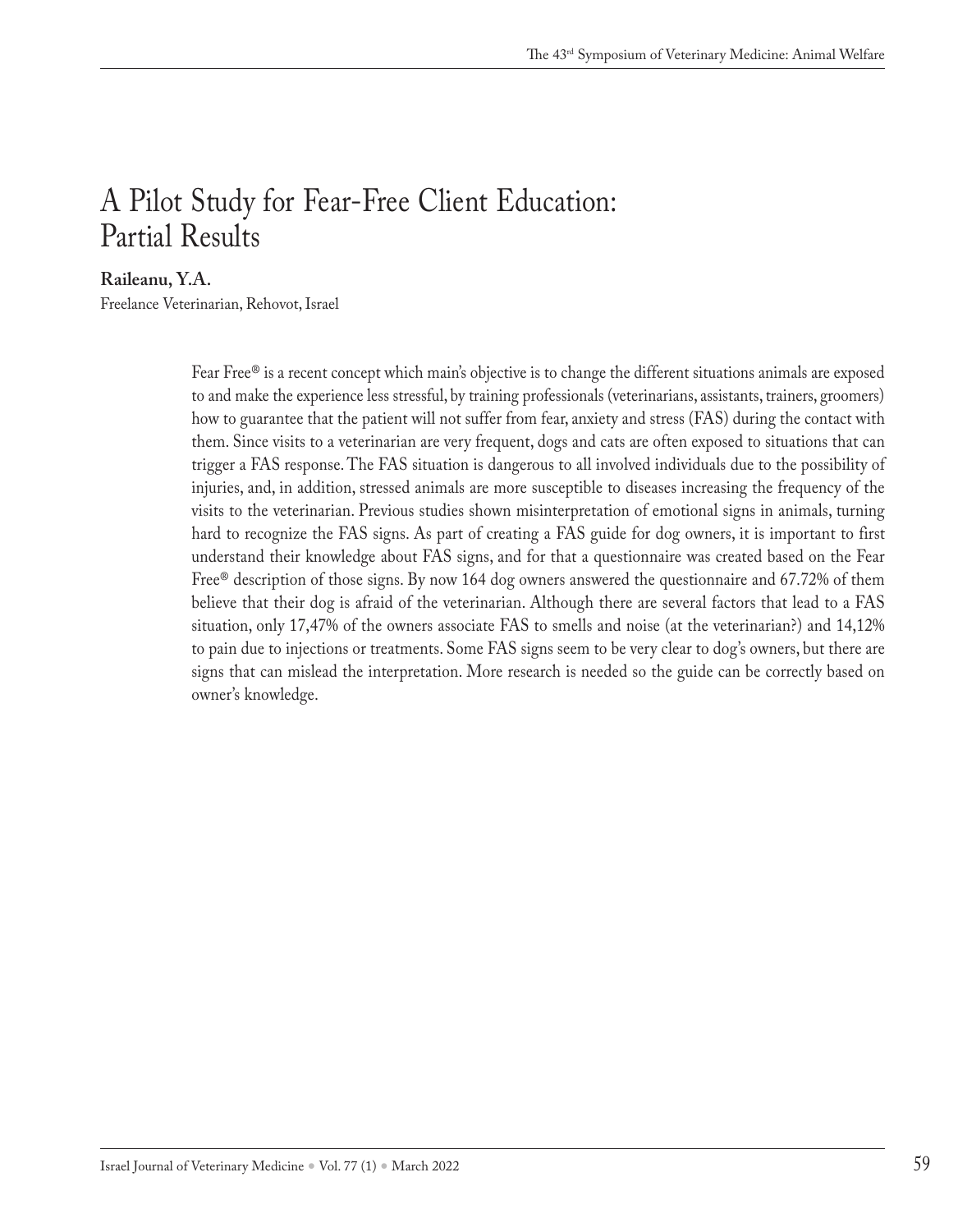# A Pilot Study for Fear-Free Client Education: Partial Results

**Raileanu, Y.A.**

Freelance Veterinarian, Rehovot, Israel

Fear Free® is a recent concept which main's objective is to change the different situations animals are exposed to and make the experience less stressful, by training professionals (veterinarians, assistants, trainers, groomers) how to guarantee that the patient will not suffer from fear, anxiety and stress (FAS) during the contact with them. Since visits to a veterinarian are very frequent, dogs and cats are often exposed to situations that can trigger a FAS response. The FAS situation is dangerous to all involved individuals due to the possibility of injuries, and, in addition, stressed animals are more susceptible to diseases increasing the frequency of the visits to the veterinarian. Previous studies shown misinterpretation of emotional signs in animals, turning hard to recognize the FAS signs. As part of creating a FAS guide for dog owners, it is important to first understand their knowledge about FAS signs, and for that a questionnaire was created based on the Fear Free® description of those signs. By now 164 dog owners answered the questionnaire and 67.72% of them believe that their dog is afraid of the veterinarian. Although there are several factors that lead to a FAS situation, only 17,47% of the owners associate FAS to smells and noise (at the veterinarian?) and 14,12% to pain due to injections or treatments. Some FAS signs seem to be very clear to dog's owners, but there are signs that can mislead the interpretation. More research is needed so the guide can be correctly based on owner's knowledge.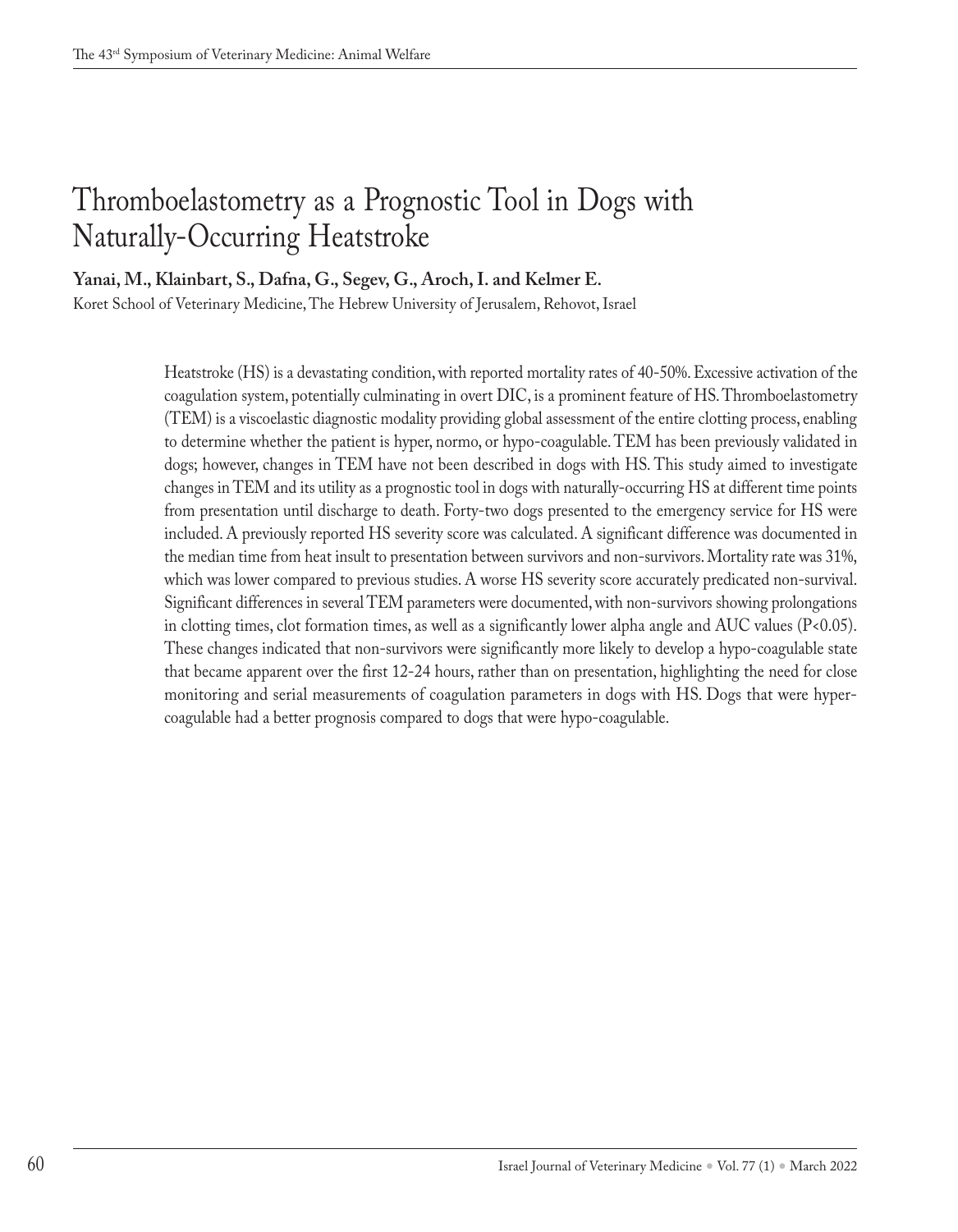# Thromboelastometry as a Prognostic Tool in Dogs with Naturally-Occurring Heatstroke

**Yanai, M., Klainbart, S., Dafna, G., Segev, G., Aroch, I. and Kelmer E.**

Koret School of Veterinary Medicine, The Hebrew University of Jerusalem, Rehovot, Israel

Heatstroke (HS) is a devastating condition, with reported mortality rates of 40-50%. Excessive activation of the coagulation system, potentially culminating in overt DIC, is a prominent feature of HS. Thromboelastometry (TEM) is a viscoelastic diagnostic modality providing global assessment of the entire clotting process, enabling to determine whether the patient is hyper, normo, or hypo-coagulable. TEM has been previously validated in dogs; however, changes in TEM have not been described in dogs with HS. This study aimed to investigate changes in TEM and its utility as a prognostic tool in dogs with naturally-occurring HS at different time points from presentation until discharge to death. Forty-two dogs presented to the emergency service for HS were included. A previously reported HS severity score was calculated. A significant difference was documented in the median time from heat insult to presentation between survivors and non-survivors. Mortality rate was 31%, which was lower compared to previous studies. A worse HS severity score accurately predicated non-survival. Significant differences in several TEM parameters were documented, with non-survivors showing prolongations in clotting times, clot formation times, as well as a significantly lower alpha angle and AUC values ($P<0.05$). These changes indicated that non-survivors were significantly more likely to develop a hypo-coagulable state that became apparent over the first 12-24 hours, rather than on presentation, highlighting the need for close monitoring and serial measurements of coagulation parameters in dogs with HS. Dogs that were hyper-coagulable had a better prognosis compared to dogs that were hypo-coagulable.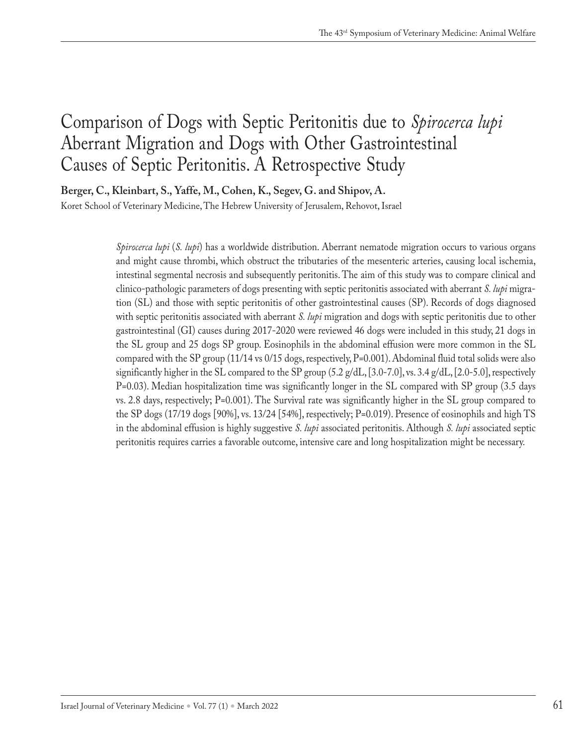# Comparison of Dogs with Septic Peritonitis due to *Spirocerca lupi* Aberrant Migration and Dogs with Other Gastrointestinal Causes of Septic Peritonitis. A Retrospective Study

**Berger, C., Kleinbart, S., Yaffe, M., Cohen, K., Segev, G. and Shipov, A.**

Koret School of Veterinary Medicine, The Hebrew University of Jerusalem, Rehovot, Israel

*Spirocerca lupi* (*S. lupi*) has a worldwide distribution. Aberrant nematode migration occurs to various organs and might cause thrombi, which obstruct the tributaries of the mesenteric arteries, causing local ischemia, intestinal segmental necrosis and subsequently peritonitis. The aim of this study was to compare clinical and clinico-pathologic parameters of dogs presenting with septic peritonitis associated with aberrant *S. lupi* migration (SL) and those with septic peritonitis of other gastrointestinal causes (SP). Records of dogs diagnosed with septic peritonitis associated with aberrant *S. lupi* migration and dogs with septic peritonitis due to other gastrointestinal (GI) causes during 2017-2020 were reviewed 46 dogs were included in this study, 21 dogs in the SL group and 25 dogs SP group. Eosinophils in the abdominal effusion were more common in the SL compared with the SP group (11/14 vs 0/15 dogs, respectively, P=0.001). Abdominal fluid total solids were also significantly higher in the SL compared to the SP group (5.2 g/dL, [3.0-7.0], vs. 3.4 g/dL, [2.0-5.0], respectively P=0.03). Median hospitalization time was significantly longer in the SL compared with SP group (3.5 days vs. 2.8 days, respectively; P=0.001). The Survival rate was significantly higher in the SL group compared to the SP dogs (17/19 dogs [90%], vs. 13/24 [54%], respectively; P=0.019). Presence of eosinophils and high TS in the abdominal effusion is highly suggestive *S. lupi* associated peritonitis. Although *S. lupi* associated septic peritonitis requires carries a favorable outcome, intensive care and long hospitalization might be necessary.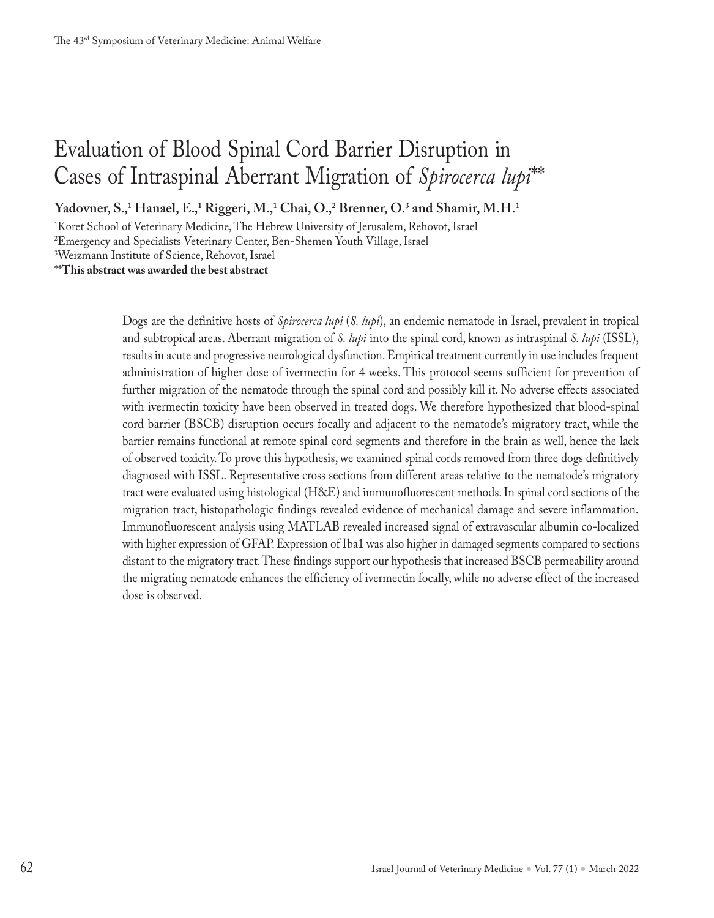# Evaluation of Blood Spinal Cord Barrier Disruption in Cases of Intraspinal Aberrant Migration of *Spirocerca lupi*\*\*

**Yadovner, S.,[1] Hanael, E.,[1] Riggeri, M.,[1] Chai, O.,[2] Brenner, O.[3] and Shamir, M.H.[1]**

[1]Koret School of Veterinary Medicine, The Hebrew University of Jerusalem, Rehovot, Israel
[2]Emergency and Specialists Veterinary Center, Ben-Shemen Youth Village, Israel
[3]Weizmann Institute of Science, Rehovot, Israel
**\*\*This abstract was awarded the best abstract**

Dogs are the definitive hosts of *Spirocerca lupi* (*S. lupi*), an endemic nematode in Israel, prevalent in tropical and subtropical areas. Aberrant migration of *S. lupi* into the spinal cord, known as intraspinal *S. lupi* (ISSL), results in acute and progressive neurological dysfunction. Empirical treatment currently in use includes frequent administration of higher dose of ivermectin for 4 weeks. This protocol seems sufficient for prevention of further migration of the nematode through the spinal cord and possibly kill it. No adverse effects associated with ivermectin toxicity have been observed in treated dogs. We therefore hypothesized that blood-spinal cord barrier (BSCB) disruption occurs focally and adjacent to the nematode's migratory tract, while the barrier remains functional at remote spinal cord segments and therefore in the brain as well, hence the lack of observed toxicity. To prove this hypothesis, we examined spinal cords removed from three dogs definitively diagnosed with ISSL. Representative cross sections from different areas relative to the nematode's migratory tract were evaluated using histological (H&E) and immunofluorescent methods. In spinal cord sections of the migration tract, histopathologic findings revealed evidence of mechanical damage and severe inflammation. Immunofluorescent analysis using MATLAB revealed increased signal of extravascular albumin co-localized with higher expression of GFAP. Expression of Iba1 was also higher in damaged segments compared to sections distant to the migratory tract. These findings support our hypothesis that increased BSCB permeability around the migrating nematode enhances the efficiency of ivermectin focally, while no adverse effect of the increased dose is observed.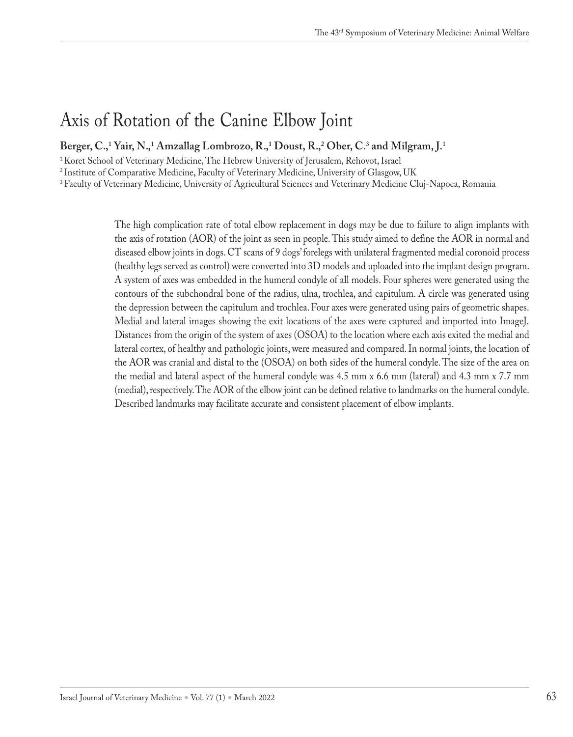# Axis of Rotation of the Canine Elbow Joint

**Berger, C.,[1] Yair, N.,[1] Amzallag Lombrozo, R.,[1] Doust, R.,[2] Ober, C.[3] and Milgram, J.[1]**

[1] Koret School of Veterinary Medicine, The Hebrew University of Jerusalem, Rehovot, Israel
[2] Institute of Comparative Medicine, Faculty of Veterinary Medicine, University of Glasgow, UK
[3] Faculty of Veterinary Medicine, University of Agricultural Sciences and Veterinary Medicine Cluj-Napoca, Romania

The high complication rate of total elbow replacement in dogs may be due to failure to align implants with the axis of rotation (AOR) of the joint as seen in people. This study aimed to define the AOR in normal and diseased elbow joints in dogs. CT scans of 9 dogs' forelegs with unilateral fragmented medial coronoid process (healthy legs served as control) were converted into 3D models and uploaded into the implant design program. A system of axes was embedded in the humeral condyle of all models. Four spheres were generated using the contours of the subchondral bone of the radius, ulna, trochlea, and capitulum. A circle was generated using the depression between the capitulum and trochlea. Four axes were generated using pairs of geometric shapes. Medial and lateral images showing the exit locations of the axes were captured and imported into ImageJ. Distances from the origin of the system of axes (OSOA) to the location where each axis exited the medial and lateral cortex, of healthy and pathologic joints, were measured and compared. In normal joints, the location of the AOR was cranial and distal to the (OSOA) on both sides of the humeral condyle. The size of the area on the medial and lateral aspect of the humeral condyle was 4.5 mm x 6.6 mm (lateral) and 4.3 mm x 7.7 mm (medial), respectively. The AOR of the elbow joint can be defined relative to landmarks on the humeral condyle. Described landmarks may facilitate accurate and consistent placement of elbow implants.